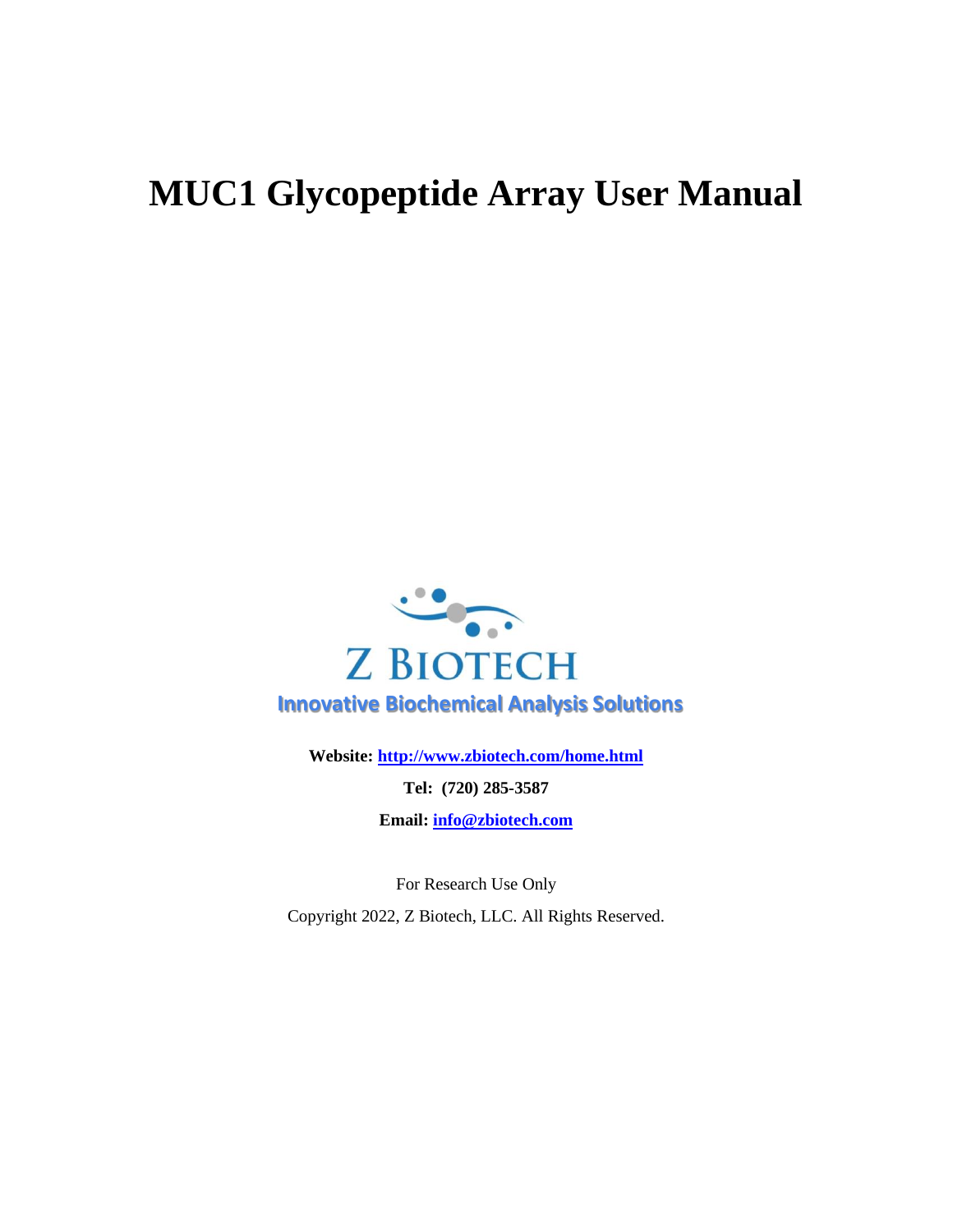# MUC1 Glycopeptide Array User Manual

Z BIOTECH

Innovative Biochemical Analysis Solutions

**Website: [http://www.zbiotech.com/home.html](http://www.zbiotech.com/home.html)**

**Tel: (720) 285-3587**

**Email: [info@zbiotech.com](mailto:info@zbiotech.com)**

For Research Use Only

Copyright 2022, Z Biotech, LLC. All Rights Reserved.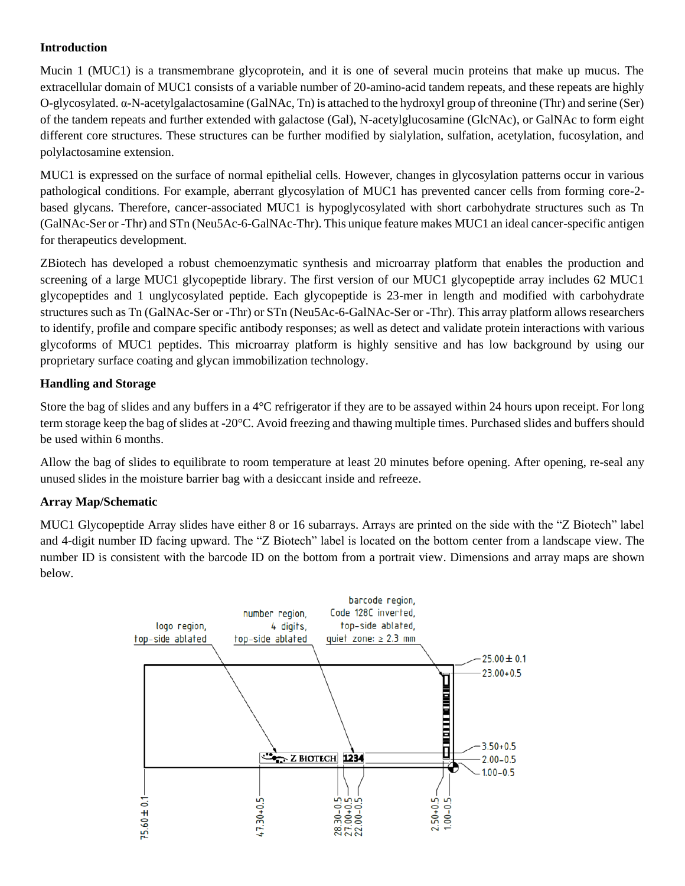**Introduction**

Mucin 1 (MUC1) is a transmembrane glycoprotein, and it is one of several mucin proteins that make up mucus. The extracellular domain of MUC1 consists of a variable number of 20-amino-acid tandem repeats, and these repeats are highly O-glycosylated. α-N-acetylgalactosamine (GalNAc, Tn) is attached to the hydroxyl group of threonine (Thr) and serine (Ser) of the tandem repeats and further extended with galactose (Gal), N-acetylglucosamine (GlcNAc), or GalNAc to form eight different core structures. These structures can be further modified by sialylation, sulfation, acetylation, fucosylation, and polylactosamine extension.

MUC1 is expressed on the surface of normal epithelial cells. However, changes in glycosylation patterns occur in various pathological conditions. For example, aberrant glycosylation of MUC1 has prevented cancer cells from forming core-2-based glycans. Therefore, cancer-associated MUC1 is hypoglycosylated with short carbohydrate structures such as Tn (GalNAc-Ser or -Thr) and STn (Neu5Ac-6-GalNAc-Thr). This unique feature makes MUC1 an ideal cancer-specific antigen for therapeutics development.

ZBiotech has developed a robust chemoenzymatic synthesis and microarray platform that enables the production and screening of a large MUC1 glycopeptide library. The first version of our MUC1 glycopeptide array includes 62 MUC1 glycopeptides and 1 unglycosylated peptide. Each glycopeptide is 23-mer in length and modified with carbohydrate structures such as Tn (GalNAc-Ser or -Thr) or STn (Neu5Ac-6-GalNAc-Ser or -Thr). This array platform allows researchers to identify, profile and compare specific antibody responses; as well as detect and validate protein interactions with various glycoforms of MUC1 peptides. This microarray platform is highly sensitive and has low background by using our proprietary surface coating and glycan immobilization technology.

**Handling and Storage**

Store the bag of slides and any buffers in a 4°C refrigerator if they are to be assayed within 24 hours upon receipt. For long term storage keep the bag of slides at -20°C. Avoid freezing and thawing multiple times. Purchased slides and buffers should be used within 6 months.

Allow the bag of slides to equilibrate to room temperature at least 20 minutes before opening. After opening, re-seal any unused slides in the moisture barrier bag with a desiccant inside and refreeze.

**Array Map/Schematic**

MUC1 Glycopeptide Array slides have either 8 or 16 subarrays. Arrays are printed on the side with the "Z Biotech" label and 4-digit number ID facing upward. The "Z Biotech" label is located on the bottom center from a landscape view. The number ID is consistent with the barcode ID on the bottom from a portrait view. Dimensions and array maps are shown below.

logo region, top-side ablated

number region, 4 digits, top-side ablated

barcode region, Code 128C inverted, top-side ablated, quiet zone: ≥ 2.3 mm

25.00 ± 0.1
23.00+0.5
3.50+0.5
2.00−0.5
1.00−0.5

75.60 ± 0.1
47.30+0.5
28.30−0.5
27.00+0.5
22.00−0.5
2.50+0.5
1.00−0.5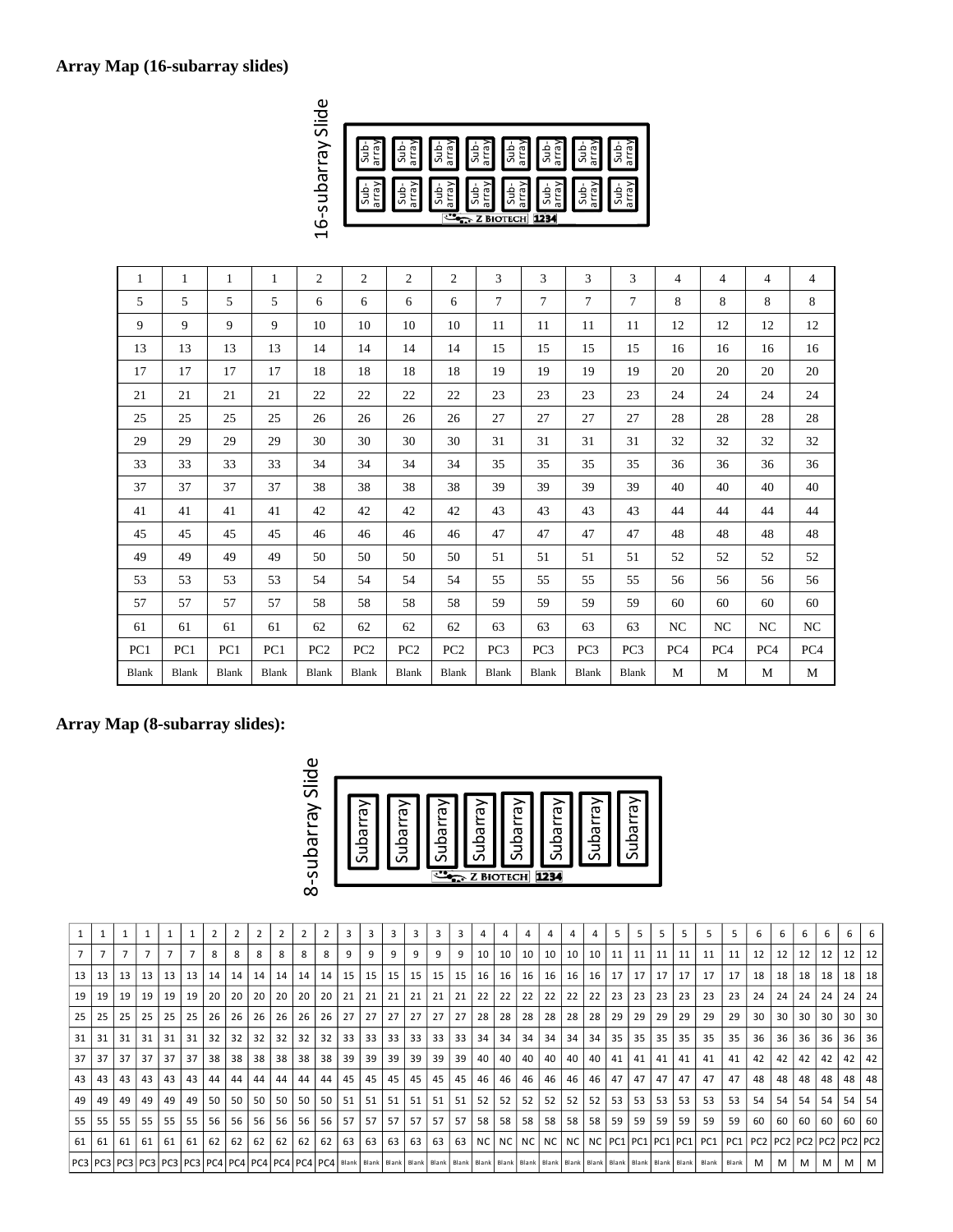**Array Map (16-subarray slides)**

16-subarray Slide

| 1 | 1 | 1 | 1 | 2 | 2 | 2 | 2 | 3 | 3 | 3 | 3 | 4 | 4 | 4 | 4 |
|---|---|---|---|---|---|---|---|---|---|---|---|---|---|---|---|
| 5 | 5 | 5 | 5 | 6 | 6 | 6 | 6 | 7 | 7 | 7 | 7 | 8 | 8 | 8 | 8 |
| 9 | 9 | 9 | 9 | 10 | 10 | 10 | 10 | 11 | 11 | 11 | 11 | 12 | 12 | 12 | 12 |
| 13 | 13 | 13 | 13 | 14 | 14 | 14 | 14 | 15 | 15 | 15 | 15 | 16 | 16 | 16 | 16 |
| 17 | 17 | 17 | 17 | 18 | 18 | 18 | 18 | 19 | 19 | 19 | 19 | 20 | 20 | 20 | 20 |
| 21 | 21 | 21 | 21 | 22 | 22 | 22 | 22 | 23 | 23 | 23 | 23 | 24 | 24 | 24 | 24 |
| 25 | 25 | 25 | 25 | 26 | 26 | 26 | 26 | 27 | 27 | 27 | 27 | 28 | 28 | 28 | 28 |
| 29 | 29 | 29 | 29 | 30 | 30 | 30 | 30 | 31 | 31 | 31 | 31 | 32 | 32 | 32 | 32 |
| 33 | 33 | 33 | 33 | 34 | 34 | 34 | 34 | 35 | 35 | 35 | 35 | 36 | 36 | 36 | 36 |
| 37 | 37 | 37 | 37 | 38 | 38 | 38 | 38 | 39 | 39 | 39 | 39 | 40 | 40 | 40 | 40 |
| 41 | 41 | 41 | 41 | 42 | 42 | 42 | 42 | 43 | 43 | 43 | 43 | 44 | 44 | 44 | 44 |
| 45 | 45 | 45 | 45 | 46 | 46 | 46 | 46 | 47 | 47 | 47 | 47 | 48 | 48 | 48 | 48 |
| 49 | 49 | 49 | 49 | 50 | 50 | 50 | 50 | 51 | 51 | 51 | 51 | 52 | 52 | 52 | 52 |
| 53 | 53 | 53 | 53 | 54 | 54 | 54 | 54 | 55 | 55 | 55 | 55 | 56 | 56 | 56 | 56 |
| 57 | 57 | 57 | 57 | 58 | 58 | 58 | 58 | 59 | 59 | 59 | 59 | 60 | 60 | 60 | 60 |
| 61 | 61 | 61 | 61 | 62 | 62 | 62 | 62 | 63 | 63 | 63 | 63 | NC | NC | NC | NC |
| PC1 | PC1 | PC1 | PC1 | PC2 | PC2 | PC2 | PC2 | PC3 | PC3 | PC3 | PC3 | PC4 | PC4 | PC4 | PC4 |
| Blank | Blank | Blank | Blank | Blank | Blank | Blank | Blank | Blank | Blank | Blank | Blank | M | M | M | M |

**Array Map (8-subarray slides):**

8-subarray Slide

| 1 | 1 | 1 | 1 | 1 | 1 | 2 | 2 | 2 | 2 | 2 | 2 | 3 | 3 | 3 | 3 | 3 | 3 | 4 | 4 | 4 | 4 | 4 | 4 | 5 | 5 | 5 | 5 | 5 | 5 | 6 | 6 | 6 | 6 | 6 | 6 |
|---|---|---|---|---|---|---|---|---|---|---|---|---|---|---|---|---|---|---|---|---|---|---|---|---|---|---|---|---|---|---|---|---|---|---|---|
| 7 | 7 | 7 | 7 | 7 | 7 | 8 | 8 | 8 | 8 | 8 | 8 | 9 | 9 | 9 | 9 | 9 | 9 | 10 | 10 | 10 | 10 | 10 | 10 | 11 | 11 | 11 | 11 | 11 | 11 | 12 | 12 | 12 | 12 | 12 | 12 |
| 13 | 13 | 13 | 13 | 13 | 13 | 14 | 14 | 14 | 14 | 14 | 14 | 15 | 15 | 15 | 15 | 15 | 15 | 16 | 16 | 16 | 16 | 16 | 16 | 17 | 17 | 17 | 17 | 17 | 17 | 18 | 18 | 18 | 18 | 18 | 18 |
| 19 | 19 | 19 | 19 | 19 | 19 | 20 | 20 | 20 | 20 | 20 | 20 | 21 | 21 | 21 | 21 | 21 | 21 | 22 | 22 | 22 | 22 | 22 | 22 | 23 | 23 | 23 | 23 | 23 | 23 | 24 | 24 | 24 | 24 | 24 | 24 |
| 25 | 25 | 25 | 25 | 25 | 25 | 26 | 26 | 26 | 26 | 26 | 26 | 27 | 27 | 27 | 27 | 27 | 27 | 28 | 28 | 28 | 28 | 28 | 28 | 29 | 29 | 29 | 29 | 29 | 29 | 30 | 30 | 30 | 30 | 30 | 30 |
| 31 | 31 | 31 | 31 | 31 | 31 | 32 | 32 | 32 | 32 | 32 | 32 | 33 | 33 | 33 | 33 | 33 | 33 | 34 | 34 | 34 | 34 | 34 | 34 | 35 | 35 | 35 | 35 | 35 | 35 | 36 | 36 | 36 | 36 | 36 | 36 |
| 37 | 37 | 37 | 37 | 37 | 37 | 38 | 38 | 38 | 38 | 38 | 38 | 39 | 39 | 39 | 39 | 39 | 39 | 40 | 40 | 40 | 40 | 40 | 40 | 41 | 41 | 41 | 41 | 41 | 41 | 42 | 42 | 42 | 42 | 42 | 42 |
| 43 | 43 | 43 | 43 | 43 | 43 | 44 | 44 | 44 | 44 | 44 | 44 | 45 | 45 | 45 | 45 | 45 | 45 | 46 | 46 | 46 | 46 | 46 | 46 | 47 | 47 | 47 | 47 | 47 | 47 | 48 | 48 | 48 | 48 | 48 | 48 |
| 49 | 49 | 49 | 49 | 49 | 49 | 50 | 50 | 50 | 50 | 50 | 50 | 51 | 51 | 51 | 51 | 51 | 51 | 52 | 52 | 52 | 52 | 52 | 52 | 53 | 53 | 53 | 53 | 53 | 53 | 54 | 54 | 54 | 54 | 54 | 54 |
| 55 | 55 | 55 | 55 | 55 | 55 | 56 | 56 | 56 | 56 | 56 | 56 | 57 | 57 | 57 | 57 | 57 | 57 | 58 | 58 | 58 | 58 | 58 | 58 | 59 | 59 | 59 | 59 | 59 | 59 | 60 | 60 | 60 | 60 | 60 | 60 |
| 61 | 61 | 61 | 61 | 61 | 61 | 62 | 62 | 62 | 62 | 62 | 62 | 63 | 63 | 63 | 63 | 63 | 63 | NC | NC | NC | NC | NC | NC | PC1 | PC1 | PC1 | PC1 | PC1 | PC1 | PC2 | PC2 | PC2 | PC2 | PC2 | PC2 |
| PC3 | PC3 | PC3 | PC3 | PC3 | PC3 | PC4 | PC4 | PC4 | PC4 | PC4 | PC4 | Blank | Blank | Blank | Blank | Blank | Blank | Blank | Blank | Blank | Blank | Blank | Blank | Blank | Blank | Blank | Blank | Blank | Blank | M | M | M | M | M | M |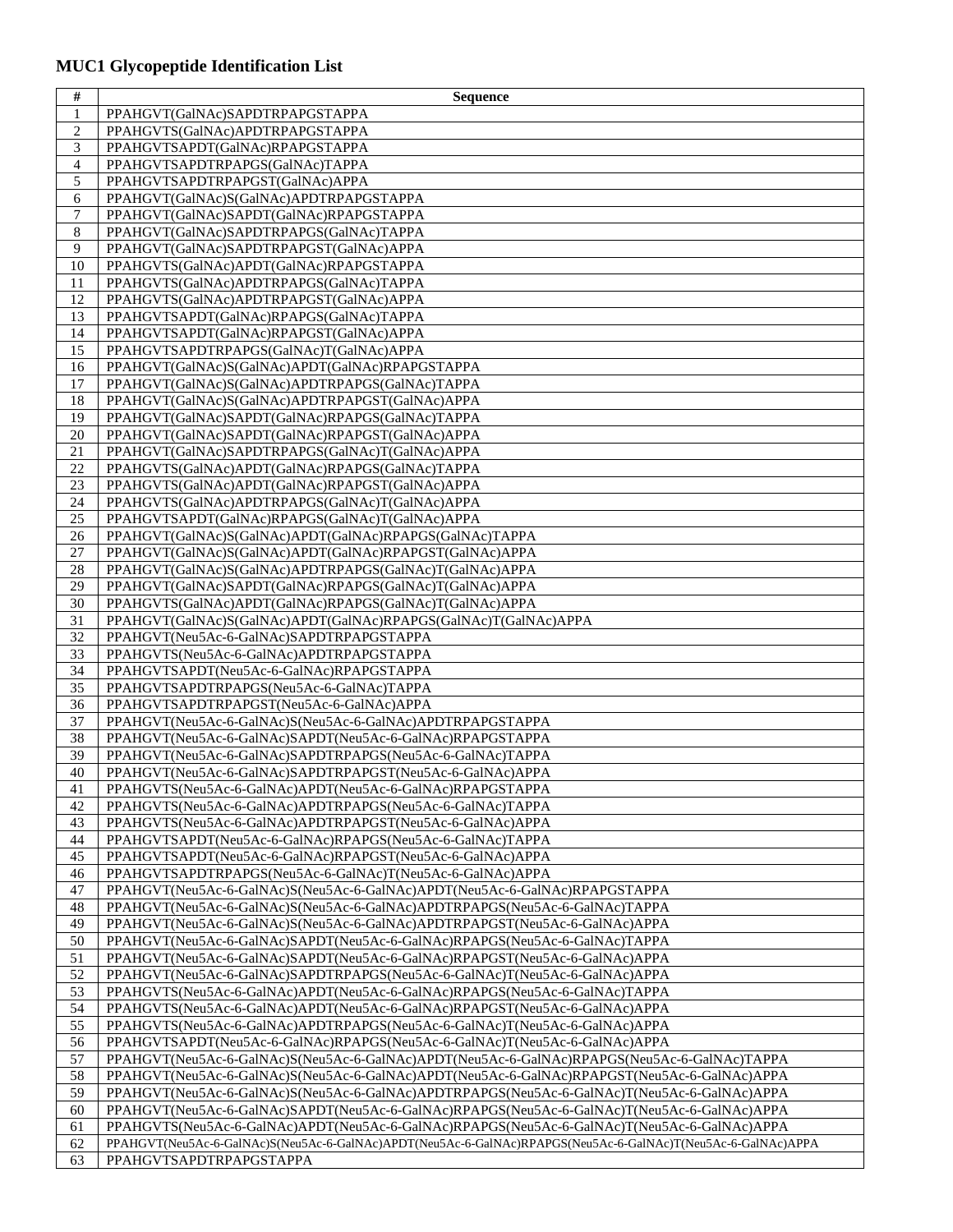# MUC1 Glycopeptide Identification List

| # | Sequence |
|---|---|
| 1 | PPAHGVT(GalNAc)SAPDTRPAPGSTAPPA |
| 2 | PPAHGVTS(GalNAc)APDTRPAPGSTAPPA |
| 3 | PPAHGVTSAPDT(GalNAc)RPAPGSTAPPA |
| 4 | PPAHGVTSAPDTRPAPGS(GalNAc)TAPPA |
| 5 | PPAHGVTSAPDTRPAPGST(GalNAc)APPA |
| 6 | PPAHGVT(GalNAc)S(GalNAc)APDTRPAPGSTAPPA |
| 7 | PPAHGVT(GalNAc)SAPDT(GalNAc)RPAPGSTAPPA |
| 8 | PPAHGVT(GalNAc)SAPDTRPAPGS(GalNAc)TAPPA |
| 9 | PPAHGVT(GalNAc)SAPDTRPAPGST(GalNAc)APPA |
| 10 | PPAHGVTS(GalNAc)APDT(GalNAc)RPAPGSTAPPA |
| 11 | PPAHGVTS(GalNAc)APDTRPAPGS(GalNAc)TAPPA |
| 12 | PPAHGVTS(GalNAc)APDTRPAPGST(GalNAc)APPA |
| 13 | PPAHGVTSAPDT(GalNAc)RPAPGS(GalNAc)TAPPA |
| 14 | PPAHGVTSAPDT(GalNAc)RPAPGST(GalNAc)APPA |
| 15 | PPAHGVTSAPDTRPAPGS(GalNAc)T(GalNAc)APPA |
| 16 | PPAHGVT(GalNAc)S(GalNAc)APDT(GalNAc)RPAPGSTAPPA |
| 17 | PPAHGVT(GalNAc)S(GalNAc)APDTRPAPGS(GalNAc)TAPPA |
| 18 | PPAHGVT(GalNAc)S(GalNAc)APDTRPAPGST(GalNAc)APPA |
| 19 | PPAHGVT(GalNAc)SAPDT(GalNAc)RPAPGS(GalNAc)TAPPA |
| 20 | PPAHGVT(GalNAc)SAPDT(GalNAc)RPAPGST(GalNAc)APPA |
| 21 | PPAHGVT(GalNAc)SAPDTRPAPGS(GalNAc)T(GalNAc)APPA |
| 22 | PPAHGVTS(GalNAc)APDT(GalNAc)RPAPGS(GalNAc)TAPPA |
| 23 | PPAHGVTS(GalNAc)APDT(GalNAc)RPAPGST(GalNAc)APPA |
| 24 | PPAHGVTS(GalNAc)APDTRPAPGS(GalNAc)T(GalNAc)APPA |
| 25 | PPAHGVTSAPDT(GalNAc)RPAPGS(GalNAc)T(GalNAc)APPA |
| 26 | PPAHGVT(GalNAc)S(GalNAc)APDT(GalNAc)RPAPGS(GalNAc)TAPPA |
| 27 | PPAHGVT(GalNAc)S(GalNAc)APDT(GalNAc)RPAPGST(GalNAc)APPA |
| 28 | PPAHGVT(GalNAc)S(GalNAc)APDTRPAPGS(GalNAc)T(GalNAc)APPA |
| 29 | PPAHGVT(GalNAc)SAPDT(GalNAc)RPAPGS(GalNAc)T(GalNAc)APPA |
| 30 | PPAHGVTS(GalNAc)APDT(GalNAc)RPAPGS(GalNAc)T(GalNAc)APPA |
| 31 | PPAHGVT(GalNAc)S(GalNAc)APDT(GalNAc)RPAPGS(GalNAc)T(GalNAc)APPA |
| 32 | PPAHGVT(Neu5Ac-6-GalNAc)SAPDTRPAPGSTAPPA |
| 33 | PPAHGVTS(Neu5Ac-6-GalNAc)APDTRPAPGSTAPPA |
| 34 | PPAHGVTSAPDT(Neu5Ac-6-GalNAc)RPAPGSTAPPA |
| 35 | PPAHGVTSAPDTRPAPGS(Neu5Ac-6-GalNAc)TAPPA |
| 36 | PPAHGVTSAPDTRPAPGST(Neu5Ac-6-GalNAc)APPA |
| 37 | PPAHGVT(Neu5Ac-6-GalNAc)S(Neu5Ac-6-GalNAc)APDTRPAPGSTAPPA |
| 38 | PPAHGVT(Neu5Ac-6-GalNAc)SAPDT(Neu5Ac-6-GalNAc)RPAPGSTAPPA |
| 39 | PPAHGVT(Neu5Ac-6-GalNAc)SAPDTRPAPGS(Neu5Ac-6-GalNAc)TAPPA |
| 40 | PPAHGVT(Neu5Ac-6-GalNAc)SAPDTRPAPGST(Neu5Ac-6-GalNAc)APPA |
| 41 | PPAHGVTS(Neu5Ac-6-GalNAc)APDT(Neu5Ac-6-GalNAc)RPAPGSTAPPA |
| 42 | PPAHGVTS(Neu5Ac-6-GalNAc)APDTRPAPGS(Neu5Ac-6-GalNAc)TAPPA |
| 43 | PPAHGVTS(Neu5Ac-6-GalNAc)APDTRPAPGST(Neu5Ac-6-GalNAc)APPA |
| 44 | PPAHGVTSAPDT(Neu5Ac-6-GalNAc)RPAPGS(Neu5Ac-6-GalNAc)TAPPA |
| 45 | PPAHGVTSAPDT(Neu5Ac-6-GalNAc)RPAPGST(Neu5Ac-6-GalNAc)APPA |
| 46 | PPAHGVTSAPDTRPAPGS(Neu5Ac-6-GalNAc)T(Neu5Ac-6-GalNAc)APPA |
| 47 | PPAHGVT(Neu5Ac-6-GalNAc)S(Neu5Ac-6-GalNAc)APDT(Neu5Ac-6-GalNAc)RPAPGSTAPPA |
| 48 | PPAHGVT(Neu5Ac-6-GalNAc)S(Neu5Ac-6-GalNAc)APDTRPAPGS(Neu5Ac-6-GalNAc)TAPPA |
| 49 | PPAHGVT(Neu5Ac-6-GalNAc)S(Neu5Ac-6-GalNAc)APDTRPAPGST(Neu5Ac-6-GalNAc)APPA |
| 50 | PPAHGVT(Neu5Ac-6-GalNAc)SAPDT(Neu5Ac-6-GalNAc)RPAPGS(Neu5Ac-6-GalNAc)TAPPA |
| 51 | PPAHGVT(Neu5Ac-6-GalNAc)SAPDT(Neu5Ac-6-GalNAc)RPAPGST(Neu5Ac-6-GalNAc)APPA |
| 52 | PPAHGVT(Neu5Ac-6-GalNAc)SAPDTRPAPGS(Neu5Ac-6-GalNAc)T(Neu5Ac-6-GalNAc)APPA |
| 53 | PPAHGVTS(Neu5Ac-6-GalNAc)APDT(Neu5Ac-6-GalNAc)RPAPGS(Neu5Ac-6-GalNAc)TAPPA |
| 54 | PPAHGVTS(Neu5Ac-6-GalNAc)APDT(Neu5Ac-6-GalNAc)RPAPGST(Neu5Ac-6-GalNAc)APPA |
| 55 | PPAHGVTS(Neu5Ac-6-GalNAc)APDTRPAPGS(Neu5Ac-6-GalNAc)T(Neu5Ac-6-GalNAc)APPA |
| 56 | PPAHGVTSAPDT(Neu5Ac-6-GalNAc)RPAPGS(Neu5Ac-6-GalNAc)T(Neu5Ac-6-GalNAc)APPA |
| 57 | PPAHGVT(Neu5Ac-6-GalNAc)S(Neu5Ac-6-GalNAc)APDT(Neu5Ac-6-GalNAc)RPAPGS(Neu5Ac-6-GalNAc)TAPPA |
| 58 | PPAHGVT(Neu5Ac-6-GalNAc)S(Neu5Ac-6-GalNAc)APDT(Neu5Ac-6-GalNAc)RPAPGST(Neu5Ac-6-GalNAc)APPA |
| 59 | PPAHGVT(Neu5Ac-6-GalNAc)S(Neu5Ac-6-GalNAc)APDTRPAPGS(Neu5Ac-6-GalNAc)T(Neu5Ac-6-GalNAc)APPA |
| 60 | PPAHGVT(Neu5Ac-6-GalNAc)SAPDT(Neu5Ac-6-GalNAc)RPAPGS(Neu5Ac-6-GalNAc)T(Neu5Ac-6-GalNAc)APPA |
| 61 | PPAHGVTS(Neu5Ac-6-GalNAc)APDT(Neu5Ac-6-GalNAc)RPAPGS(Neu5Ac-6-GalNAc)T(Neu5Ac-6-GalNAc)APPA |
| 62 | PPAHGVT(Neu5Ac-6-GalNAc)S(Neu5Ac-6-GalNAc)APDT(Neu5Ac-6-GalNAc)RPAPGS(Neu5Ac-6-GalNAc)T(Neu5Ac-6-GalNAc)APPA |
| 63 | PPAHGVTSAPDTRPAPGSTAPPA |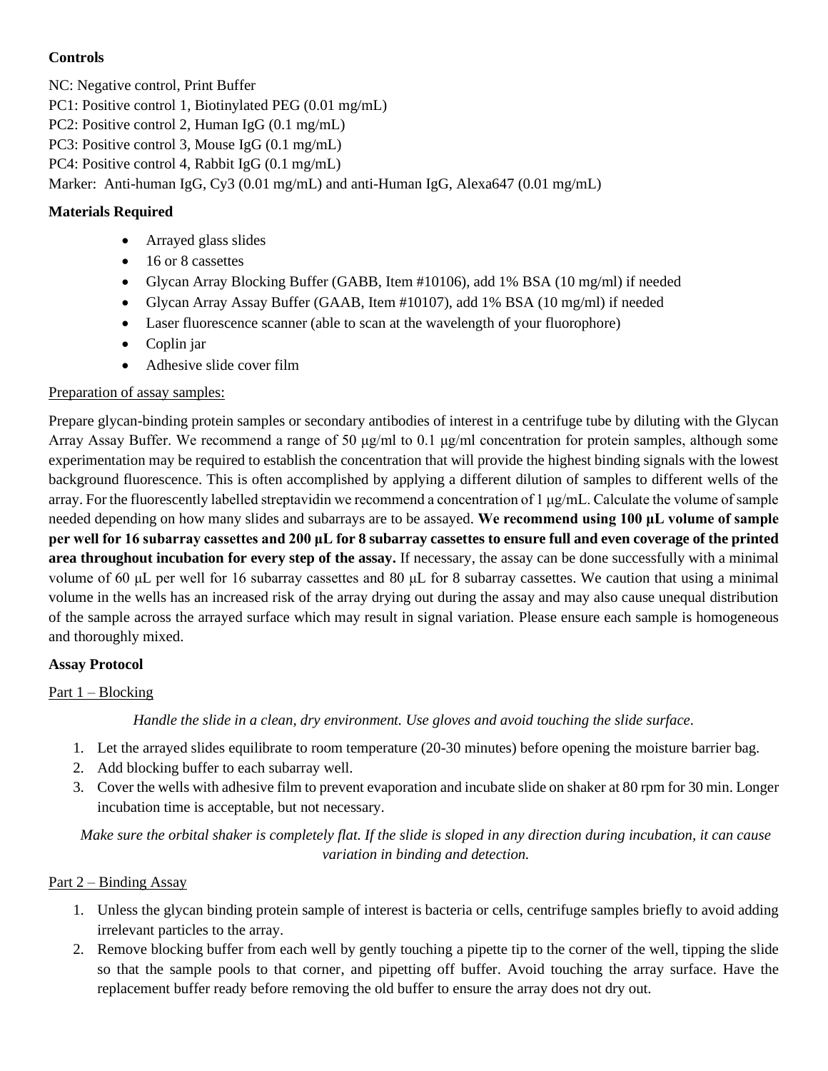**Controls**

NC: Negative control, Print Buffer
PC1: Positive control 1, Biotinylated PEG (0.01 mg/mL)
PC2: Positive control 2, Human IgG (0.1 mg/mL)
PC3: Positive control 3, Mouse IgG (0.1 mg/mL)
PC4: Positive control 4, Rabbit IgG (0.1 mg/mL)
Marker: Anti-human IgG, Cy3 (0.01 mg/mL) and anti-Human IgG, Alexa647 (0.01 mg/mL)

**Materials Required**

- Arrayed glass slides
- 16 or 8 cassettes
- Glycan Array Blocking Buffer (GABB, Item #10106), add 1% BSA (10 mg/ml) if needed
- Glycan Array Assay Buffer (GAAB, Item #10107), add 1% BSA (10 mg/ml) if needed
- Laser fluorescence scanner (able to scan at the wavelength of your fluorophore)
- Coplin jar
- Adhesive slide cover film

<u>Preparation of assay samples:</u>

Prepare glycan-binding protein samples or secondary antibodies of interest in a centrifuge tube by diluting with the Glycan Array Assay Buffer. We recommend a range of 50 μg/ml to 0.1 μg/ml concentration for protein samples, although some experimentation may be required to establish the concentration that will provide the highest binding signals with the lowest background fluorescence. This is often accomplished by applying a different dilution of samples to different wells of the array. For the fluorescently labelled streptavidin we recommend a concentration of 1 μg/mL. Calculate the volume of sample needed depending on how many slides and subarrays are to be assayed. **We recommend using 100 µL volume of sample per well for 16 subarray cassettes and 200 µL for 8 subarray cassettes to ensure full and even coverage of the printed area throughout incubation for every step of the assay.** If necessary, the assay can be done successfully with a minimal volume of 60 μL per well for 16 subarray cassettes and 80 μL for 8 subarray cassettes. We caution that using a minimal volume in the wells has an increased risk of the array drying out during the assay and may also cause unequal distribution of the sample across the arrayed surface which may result in signal variation. Please ensure each sample is homogeneous and thoroughly mixed.

**Assay Protocol**

<u>Part 1 – Blocking</u>

*Handle the slide in a clean, dry environment. Use gloves and avoid touching the slide surface.*

1. Let the arrayed slides equilibrate to room temperature (20-30 minutes) before opening the moisture barrier bag.
2. Add blocking buffer to each subarray well.
3. Cover the wells with adhesive film to prevent evaporation and incubate slide on shaker at 80 rpm for 30 min. Longer incubation time is acceptable, but not necessary.

*Make sure the orbital shaker is completely flat. If the slide is sloped in any direction during incubation, it can cause variation in binding and detection.*

<u>Part 2 – Binding Assay</u>

1. Unless the glycan binding protein sample of interest is bacteria or cells, centrifuge samples briefly to avoid adding irrelevant particles to the array.
2. Remove blocking buffer from each well by gently touching a pipette tip to the corner of the well, tipping the slide so that the sample pools to that corner, and pipetting off buffer. Avoid touching the array surface. Have the replacement buffer ready before removing the old buffer to ensure the array does not dry out.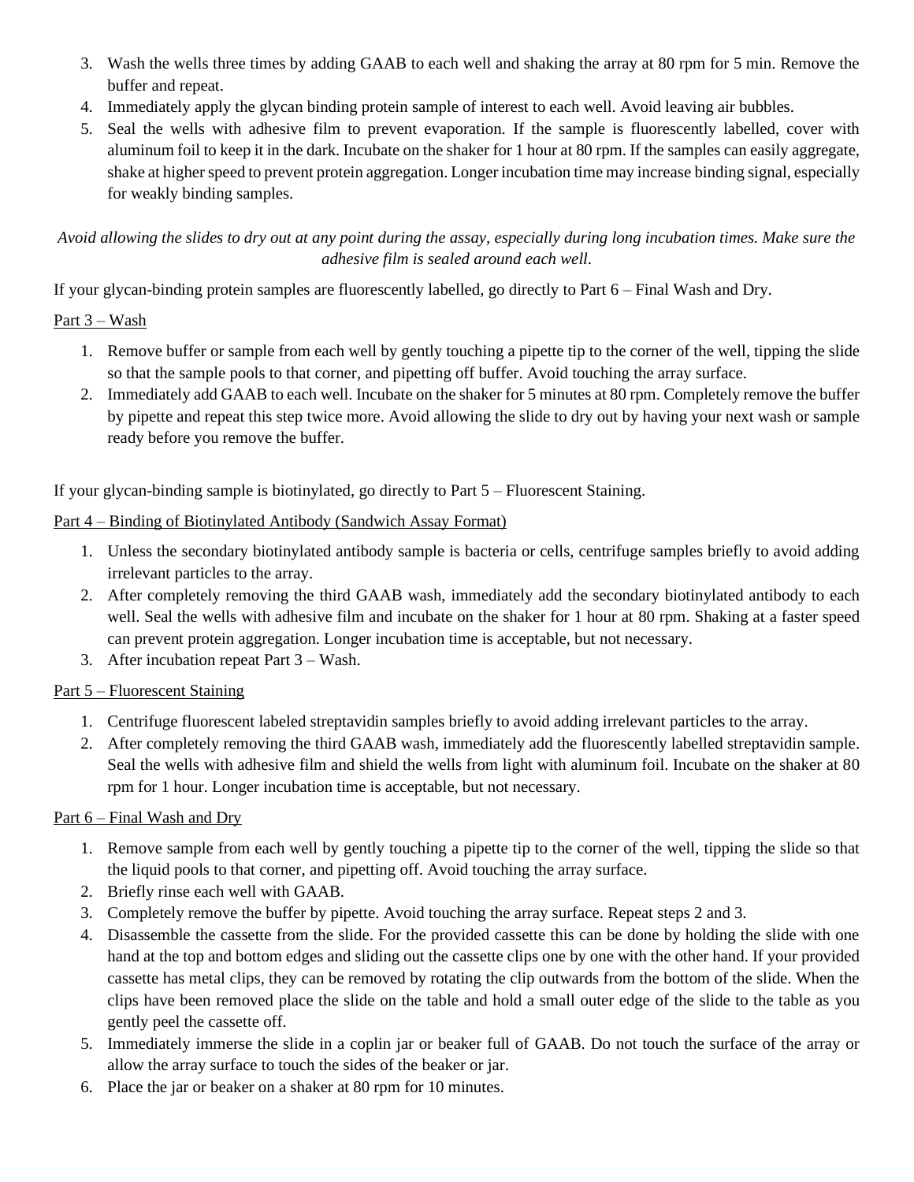3. Wash the wells three times by adding GAAB to each well and shaking the array at 80 rpm for 5 min. Remove the buffer and repeat.
4. Immediately apply the glycan binding protein sample of interest to each well. Avoid leaving air bubbles.
5. Seal the wells with adhesive film to prevent evaporation. If the sample is fluorescently labelled, cover with aluminum foil to keep it in the dark. Incubate on the shaker for 1 hour at 80 rpm. If the samples can easily aggregate, shake at higher speed to prevent protein aggregation. Longer incubation time may increase binding signal, especially for weakly binding samples.

*Avoid allowing the slides to dry out at any point during the assay, especially during long incubation times. Make sure the adhesive film is sealed around each well.*

If your glycan-binding protein samples are fluorescently labelled, go directly to Part 6 – Final Wash and Dry.

Part 3 – Wash

1. Remove buffer or sample from each well by gently touching a pipette tip to the corner of the well, tipping the slide so that the sample pools to that corner, and pipetting off buffer. Avoid touching the array surface.
2. Immediately add GAAB to each well. Incubate on the shaker for 5 minutes at 80 rpm. Completely remove the buffer by pipette and repeat this step twice more. Avoid allowing the slide to dry out by having your next wash or sample ready before you remove the buffer.

If your glycan-binding sample is biotinylated, go directly to Part 5 – Fluorescent Staining.

Part 4 – Binding of Biotinylated Antibody (Sandwich Assay Format)

1. Unless the secondary biotinylated antibody sample is bacteria or cells, centrifuge samples briefly to avoid adding irrelevant particles to the array.
2. After completely removing the third GAAB wash, immediately add the secondary biotinylated antibody to each well. Seal the wells with adhesive film and incubate on the shaker for 1 hour at 80 rpm. Shaking at a faster speed can prevent protein aggregation. Longer incubation time is acceptable, but not necessary.
3. After incubation repeat Part 3 – Wash.

Part 5 – Fluorescent Staining

1. Centrifuge fluorescent labeled streptavidin samples briefly to avoid adding irrelevant particles to the array.
2. After completely removing the third GAAB wash, immediately add the fluorescently labelled streptavidin sample. Seal the wells with adhesive film and shield the wells from light with aluminum foil. Incubate on the shaker at 80 rpm for 1 hour. Longer incubation time is acceptable, but not necessary.

Part 6 – Final Wash and Dry

1. Remove sample from each well by gently touching a pipette tip to the corner of the well, tipping the slide so that the liquid pools to that corner, and pipetting off. Avoid touching the array surface.
2. Briefly rinse each well with GAAB.
3. Completely remove the buffer by pipette. Avoid touching the array surface. Repeat steps 2 and 3.
4. Disassemble the cassette from the slide. For the provided cassette this can be done by holding the slide with one hand at the top and bottom edges and sliding out the cassette clips one by one with the other hand. If your provided cassette has metal clips, they can be removed by rotating the clip outwards from the bottom of the slide. When the clips have been removed place the slide on the table and hold a small outer edge of the slide to the table as you gently peel the cassette off.
5. Immediately immerse the slide in a coplin jar or beaker full of GAAB. Do not touch the surface of the array or allow the array surface to touch the sides of the beaker or jar.
6. Place the jar or beaker on a shaker at 80 rpm for 10 minutes.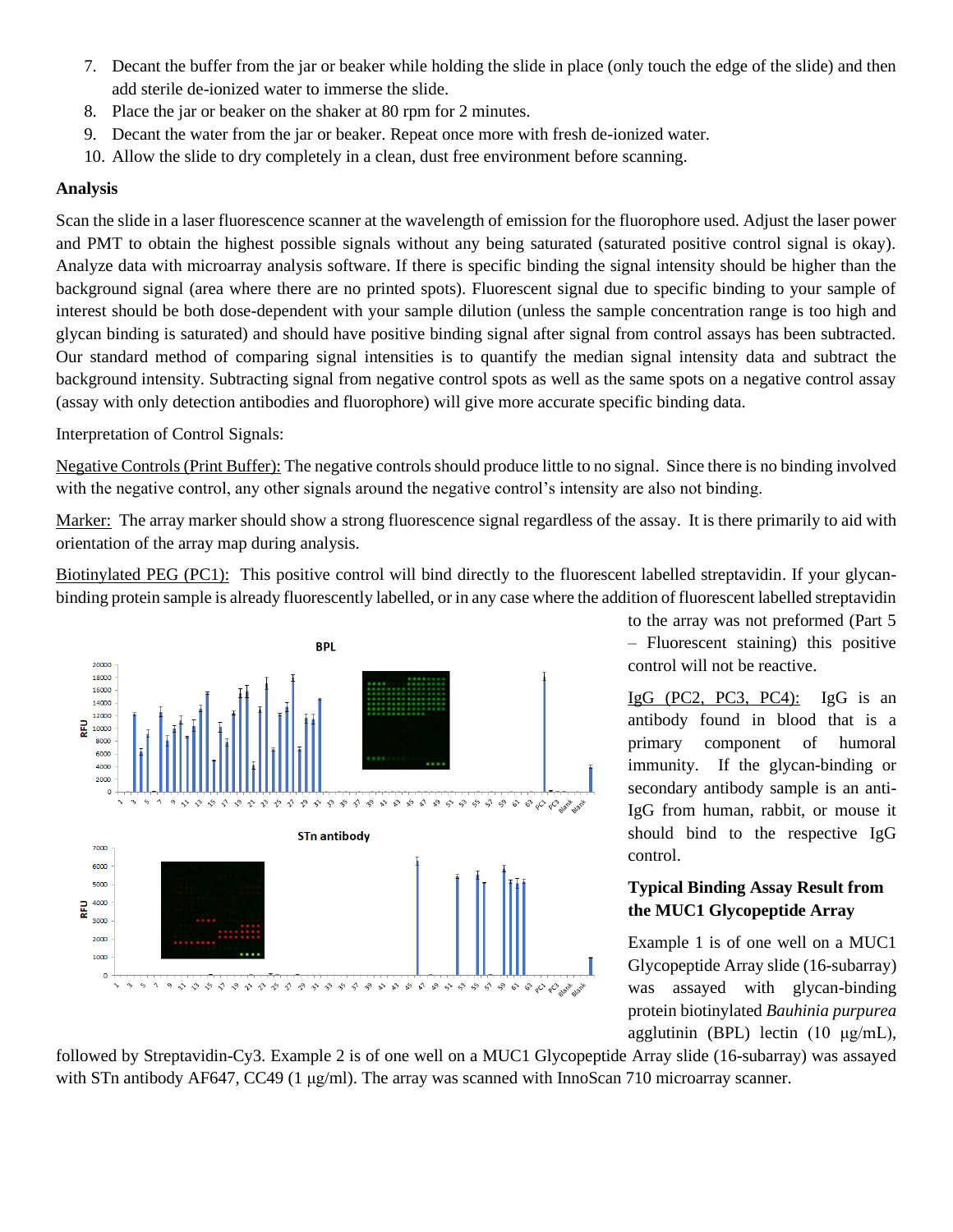7. Decant the buffer from the jar or beaker while holding the slide in place (only touch the edge of the slide) and then add sterile de-ionized water to immerse the slide.
8. Place the jar or beaker on the shaker at 80 rpm for 2 minutes.
9. Decant the water from the jar or beaker. Repeat once more with fresh de-ionized water.
10. Allow the slide to dry completely in a clean, dust free environment before scanning.

**Analysis**

Scan the slide in a laser fluorescence scanner at the wavelength of emission for the fluorophore used. Adjust the laser power and PMT to obtain the highest possible signals without any being saturated (saturated positive control signal is okay). Analyze data with microarray analysis software. If there is specific binding the signal intensity should be higher than the background signal (area where there are no printed spots). Fluorescent signal due to specific binding to your sample of interest should be both dose-dependent with your sample dilution (unless the sample concentration range is too high and glycan binding is saturated) and should have positive binding signal after signal from control assays has been subtracted. Our standard method of comparing signal intensities is to quantify the median signal intensity data and subtract the background intensity. Subtracting signal from negative control spots as well as the same spots on a negative control assay (assay with only detection antibodies and fluorophore) will give more accurate specific binding data.

Interpretation of Control Signals:

Negative Controls (Print Buffer): The negative controls should produce little to no signal. Since there is no binding involved with the negative control, any other signals around the negative control's intensity are also not binding.

Marker: The array marker should show a strong fluorescence signal regardless of the assay. It is there primarily to aid with orientation of the array map during analysis.

Biotinylated PEG (PC1): This positive control will bind directly to the fluorescent labelled streptavidin. If your glycan-binding protein sample is already fluorescently labelled, or in any case where the addition of fluorescent labelled streptavidin to the array was not preformed (Part 5 – Fluorescent staining) this positive control will not be reactive.

IgG (PC2, PC3, PC4): IgG is an antibody found in blood that is a primary component of humoral immunity. If the glycan-binding or secondary antibody sample is an anti-IgG from human, rabbit, or mouse it should bind to the respective IgG control.

**Typical Binding Assay Result from the MUC1 Glycopeptide Array**

Example 1 is of one well on a MUC1 Glycopeptide Array slide (16-subarray) was assayed with glycan-binding protein biotinylated *Bauhinia purpurea* agglutinin (BPL) lectin (10 µg/mL), followed by Streptavidin-Cy3. Example 2 is of one well on a MUC1 Glycopeptide Array slide (16-subarray) was assayed with STn antibody AF647, CC49 (1 µg/ml). The array was scanned with InnoScan 710 microarray scanner.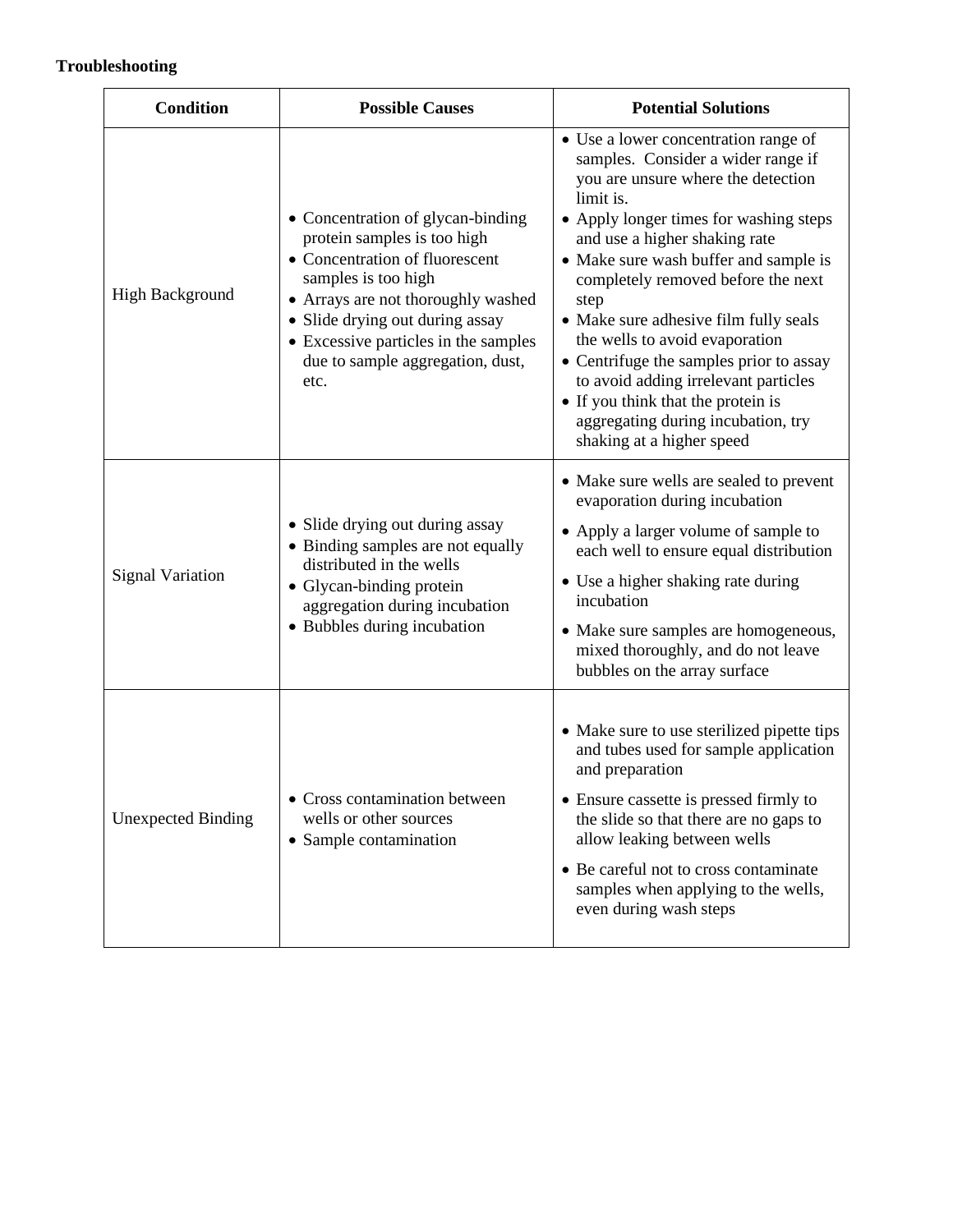**Troubleshooting**

| Condition | Possible Causes | Potential Solutions |
|---|---|---|
| High Background | • Concentration of glycan-binding protein samples is too high<br>• Concentration of fluorescent samples is too high<br>• Arrays are not thoroughly washed<br>• Slide drying out during assay<br>• Excessive particles in the samples due to sample aggregation, dust, etc. | • Use a lower concentration range of samples. Consider a wider range if you are unsure where the detection limit is.<br>• Apply longer times for washing steps and use a higher shaking rate<br>• Make sure wash buffer and sample is completely removed before the next step<br>• Make sure adhesive film fully seals the wells to avoid evaporation<br>• Centrifuge the samples prior to assay to avoid adding irrelevant particles<br>• If you think that the protein is aggregating during incubation, try shaking at a higher speed |
| Signal Variation | • Slide drying out during assay<br>• Binding samples are not equally distributed in the wells<br>• Glycan-binding protein aggregation during incubation<br>• Bubbles during incubation | • Make sure wells are sealed to prevent evaporation during incubation<br>• Apply a larger volume of sample to each well to ensure equal distribution<br>• Use a higher shaking rate during incubation<br>• Make sure samples are homogeneous, mixed thoroughly, and do not leave bubbles on the array surface |
| Unexpected Binding | • Cross contamination between wells or other sources<br>• Sample contamination | • Make sure to use sterilized pipette tips and tubes used for sample application and preparation<br>• Ensure cassette is pressed firmly to the slide so that there are no gaps to allow leaking between wells<br>• Be careful not to cross contaminate samples when applying to the wells, even during wash steps |